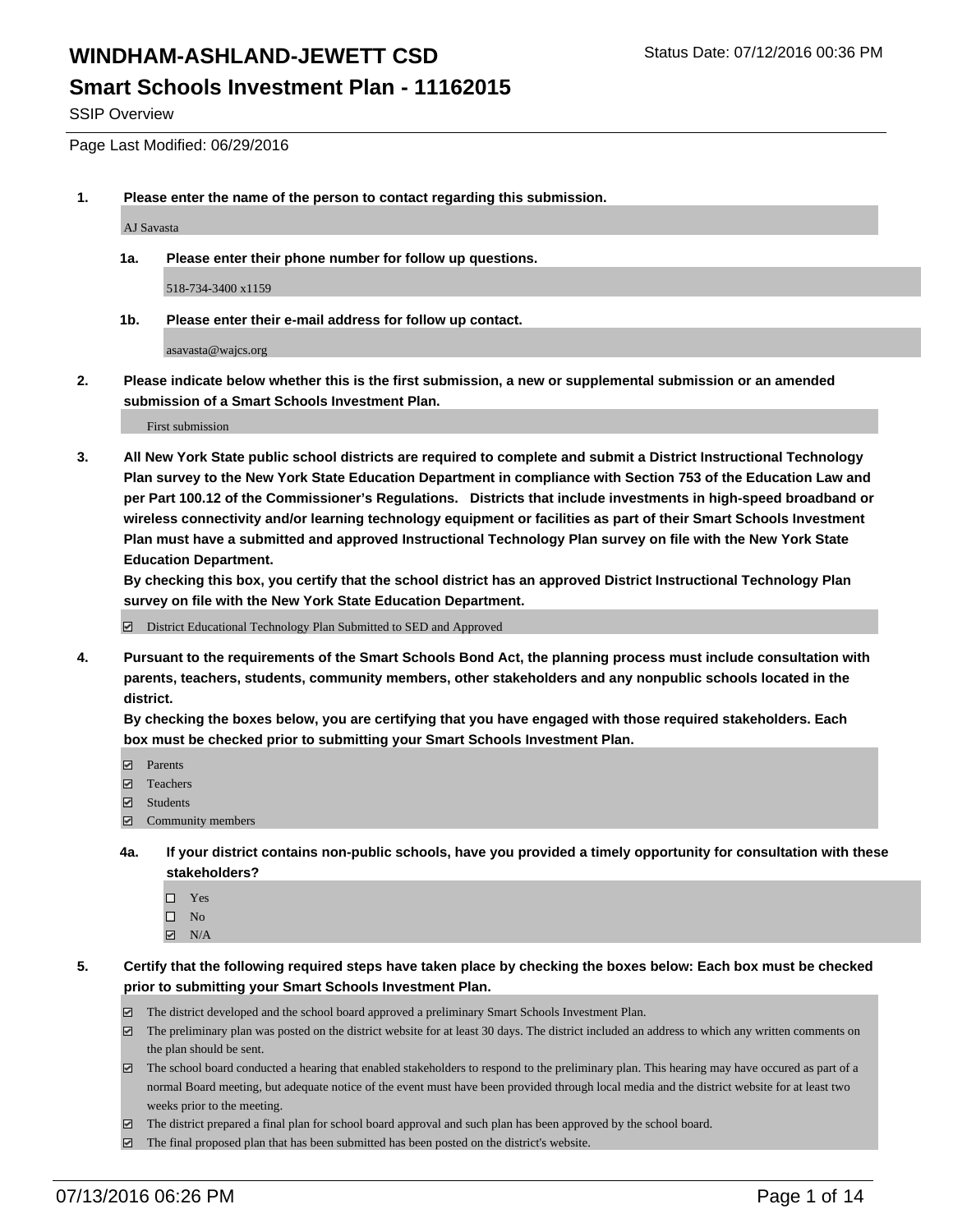# WINDHAM-ASHLAND-JEWETT CSD

Status Date: 07/12/2016 00:36 PM

## Smart Schools Investment Plan - 11162015

SSIP Overview

Page Last Modified: 06/29/2016

**1. Please enter the name of the person to contact regarding this submission.**

AJ Savasta

**1a. Please enter their phone number for follow up questions.**

518-734-3400 x1159

**1b. Please enter their e-mail address for follow up contact.**

asavasta@wajcs.org

**2. Please indicate below whether this is the first submission, a new or supplemental submission or an amended submission of a Smart Schools Investment Plan.**

First submission

**3. All New York State public school districts are required to complete and submit a District Instructional Technology Plan survey to the New York State Education Department in compliance with Section 753 of the Education Law and per Part 100.12 of the Commissioner's Regulations. Districts that include investments in high-speed broadband or wireless connectivity and/or learning technology equipment or facilities as part of their Smart Schools Investment Plan must have a submitted and approved Instructional Technology Plan survey on file with the New York State Education Department.**

**By checking this box, you certify that the school district has an approved District Instructional Technology Plan survey on file with the New York State Education Department.**

☑ District Educational Technology Plan Submitted to SED and Approved

**4. Pursuant to the requirements of the Smart Schools Bond Act, the planning process must include consultation with parents, teachers, students, community members, other stakeholders and any nonpublic schools located in the district.**

**By checking the boxes below, you are certifying that you have engaged with those required stakeholders. Each box must be checked prior to submitting your Smart Schools Investment Plan.**

☑ Parents
☑ Teachers
☑ Students
☑ Community members

**4a. If your district contains non-public schools, have you provided a timely opportunity for consultation with these stakeholders?**

☐ Yes
☐ No
☑ N/A

**5. Certify that the following required steps have taken place by checking the boxes below: Each box must be checked prior to submitting your Smart Schools Investment Plan.**

☑ The district developed and the school board approved a preliminary Smart Schools Investment Plan.
☑ The preliminary plan was posted on the district website for at least 30 days. The district included an address to which any written comments on the plan should be sent.
☑ The school board conducted a hearing that enabled stakeholders to respond to the preliminary plan. This hearing may have occured as part of a normal Board meeting, but adequate notice of the event must have been provided through local media and the district website for at least two weeks prior to the meeting.
☑ The district prepared a final plan for school board approval and such plan has been approved by the school board.
☑ The final proposed plan that has been submitted has been posted on the district's website.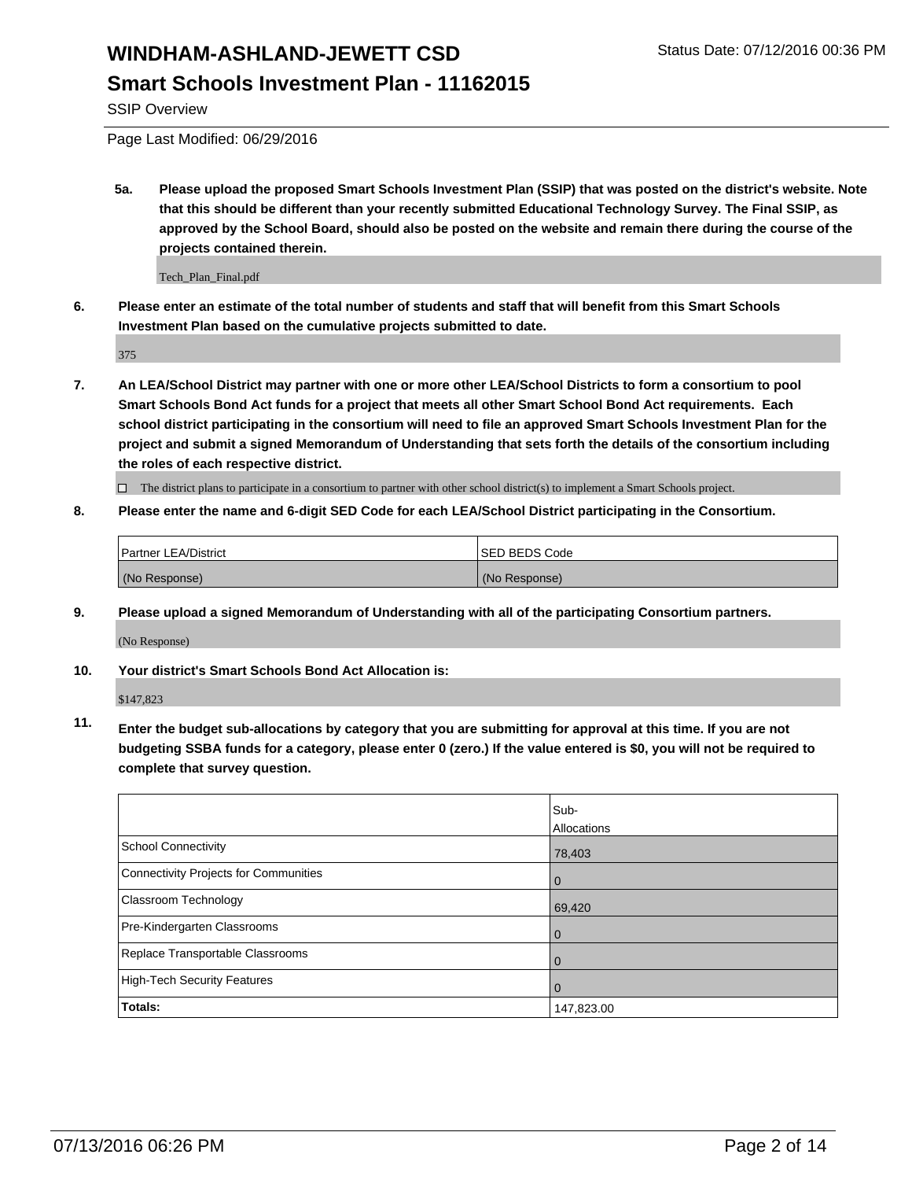# WINDHAM-ASHLAND-JEWETT CSD

## Smart Schools Investment Plan - 11162015

Status Date: 07/12/2016 00:36 PM

SSIP Overview

Page Last Modified: 06/29/2016

**5a. Please upload the proposed Smart Schools Investment Plan (SSIP) that was posted on the district's website. Note that this should be different than your recently submitted Educational Technology Survey. The Final SSIP, as approved by the School Board, should also be posted on the website and remain there during the course of the projects contained therein.**

Tech_Plan_Final.pdf

**6. Please enter an estimate of the total number of students and staff that will benefit from this Smart Schools Investment Plan based on the cumulative projects submitted to date.**

375

**7. An LEA/School District may partner with one or more other LEA/School Districts to form a consortium to pool Smart Schools Bond Act funds for a project that meets all other Smart School Bond Act requirements. Each school district participating in the consortium will need to file an approved Smart Schools Investment Plan for the project and submit a signed Memorandum of Understanding that sets forth the details of the consortium including the roles of each respective district.**

☐ The district plans to participate in a consortium to partner with other school district(s) to implement a Smart Schools project.

**8. Please enter the name and 6-digit SED Code for each LEA/School District participating in the Consortium.**

| Partner LEA/District | SED BEDS Code |
|---|---|
| (No Response) | (No Response) |

**9. Please upload a signed Memorandum of Understanding with all of the participating Consortium partners.**

(No Response)

**10. Your district's Smart Schools Bond Act Allocation is:**

$147,823

**11. Enter the budget sub-allocations by category that you are submitting for approval at this time. If you are not budgeting SSBA funds for a category, please enter 0 (zero.) If the value entered is $0, you will not be required to complete that survey question.**

| | Sub-Allocations |
|---|---|
| School Connectivity | 78,403 |
| Connectivity Projects for Communities | 0 |
| Classroom Technology | 69,420 |
| Pre-Kindergarten Classrooms | 0 |
| Replace Transportable Classrooms | 0 |
| High-Tech Security Features | 0 |
| **Totals:** | 147,823.00 |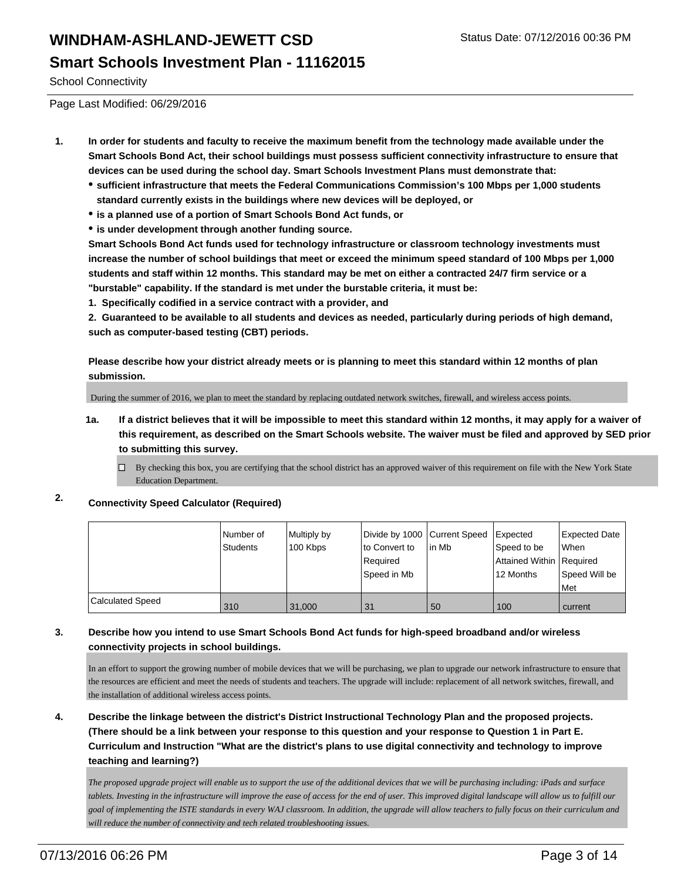# WINDHAM-ASHLAND-JEWETT CSD

Status Date: 07/12/2016 00:36 PM

## Smart Schools Investment Plan - 11162015

School Connectivity

Page Last Modified: 06/29/2016

**1. In order for students and faculty to receive the maximum benefit from the technology made available under the Smart Schools Bond Act, their school buildings must possess sufficient connectivity infrastructure to ensure that devices can be used during the school day. Smart Schools Investment Plans must demonstrate that:**

- **sufficient infrastructure that meets the Federal Communications Commission's 100 Mbps per 1,000 students standard currently exists in the buildings where new devices will be deployed, or**
- **is a planned use of a portion of Smart Schools Bond Act funds, or**
- **is under development through another funding source.**

**Smart Schools Bond Act funds used for technology infrastructure or classroom technology investments must increase the number of school buildings that meet or exceed the minimum speed standard of 100 Mbps per 1,000 students and staff within 12 months. This standard may be met on either a contracted 24/7 firm service or a "burstable" capability. If the standard is met under the burstable criteria, it must be:**

**1. Specifically codified in a service contract with a provider, and**

**2. Guaranteed to be available to all students and devices as needed, particularly during periods of high demand, such as computer-based testing (CBT) periods.**

**Please describe how your district already meets or is planning to meet this standard within 12 months of plan submission.**

During the summer of 2016, we plan to meet the standard by replacing outdated network switches, firewall, and wireless access points.

**1a. If a district believes that it will be impossible to meet this standard within 12 months, it may apply for a waiver of this requirement, as described on the Smart Schools website. The waiver must be filed and approved by SED prior to submitting this survey.**

☐ By checking this box, you are certifying that the school district has an approved waiver of this requirement on file with the New York State Education Department.

**2. Connectivity Speed Calculator (Required)**

| | Number of Students | Multiply by 100 Kbps | Divide by 1000 to Convert to Required Speed in Mb | Current Speed in Mb | Expected Speed to be Attained Within 12 Months | Expected Date When Required Speed Will be Met |
|---|---|---|---|---|---|---|
| Calculated Speed | 310 | 31,000 | 31 | 50 | 100 | current |

**3. Describe how you intend to use Smart Schools Bond Act funds for high-speed broadband and/or wireless connectivity projects in school buildings.**

In an effort to support the growing number of mobile devices that we will be purchasing, we plan to upgrade our network infrastructure to ensure that the resources are efficient and meet the needs of students and teachers. The upgrade will include: replacement of all network switches, firewall, and the installation of additional wireless access points.

**4. Describe the linkage between the district's District Instructional Technology Plan and the proposed projects. (There should be a link between your response to this question and your response to Question 1 in Part E. Curriculum and Instruction "What are the district's plans to use digital connectivity and technology to improve teaching and learning?)**

*The proposed upgrade project will enable us to support the use of the additional devices that we will be purchasing including: iPads and surface tablets. Investing in the infrastructure will improve the ease of access for the end of user. This improved digital landscape will allow us to fulfill our goal of implementing the ISTE standards in every WAJ classroom. In addition, the upgrade will allow teachers to fully focus on their curriculum and will reduce the number of connectivity and tech related troubleshooting issues.*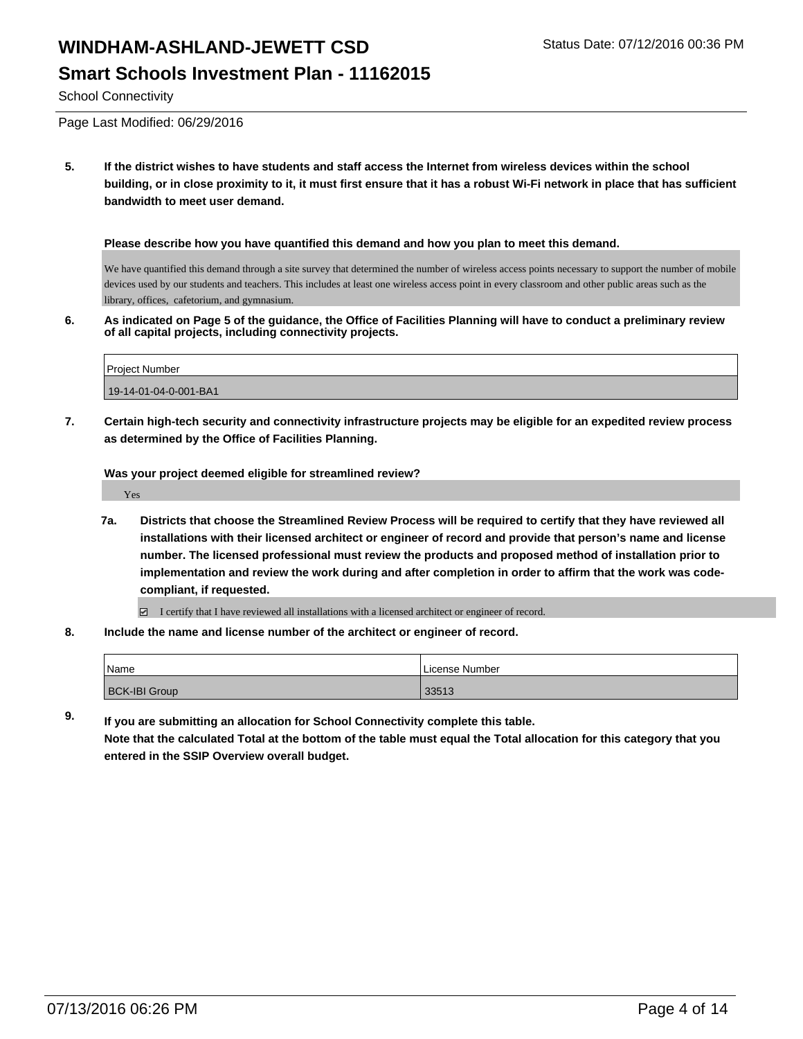**School Connectivity**

Page Last Modified: 06/29/2016

**5. If the district wishes to have students and staff access the Internet from wireless devices within the school building, or in close proximity to it, it must first ensure that it has a robust Wi-Fi network in place that has sufficient bandwidth to meet user demand.**

**Please describe how you have quantified this demand and how you plan to meet this demand.**

We have quantified this demand through a site survey that determined the number of wireless access points necessary to support the number of mobile devices used by our students and teachers. This includes at least one wireless access point in every classroom and other public areas such as the library, offices, cafetorium, and gymnasium.

**6. As indicated on Page 5 of the guidance, the Office of Facilities Planning will have to conduct a preliminary review of all capital projects, including connectivity projects.**

| Project Number |
|---|
| 19-14-01-04-0-001-BA1 |

**7. Certain high-tech security and connectivity infrastructure projects may be eligible for an expedited review process as determined by the Office of Facilities Planning.**

**Was your project deemed eligible for streamlined review?**

Yes

**7a. Districts that choose the Streamlined Review Process will be required to certify that they have reviewed all installations with their licensed architect or engineer of record and provide that person's name and license number. The licensed professional must review the products and proposed method of installation prior to implementation and review the work during and after completion in order to affirm that the work was code-compliant, if requested.**

☑ I certify that I have reviewed all installations with a licensed architect or engineer of record.

**8. Include the name and license number of the architect or engineer of record.**

| Name | License Number |
|---|---|
| BCK-IBI Group | 33513 |

**9. If you are submitting an allocation for School Connectivity complete this table. Note that the calculated Total at the bottom of the table must equal the Total allocation for this category that you entered in the SSIP Overview overall budget.**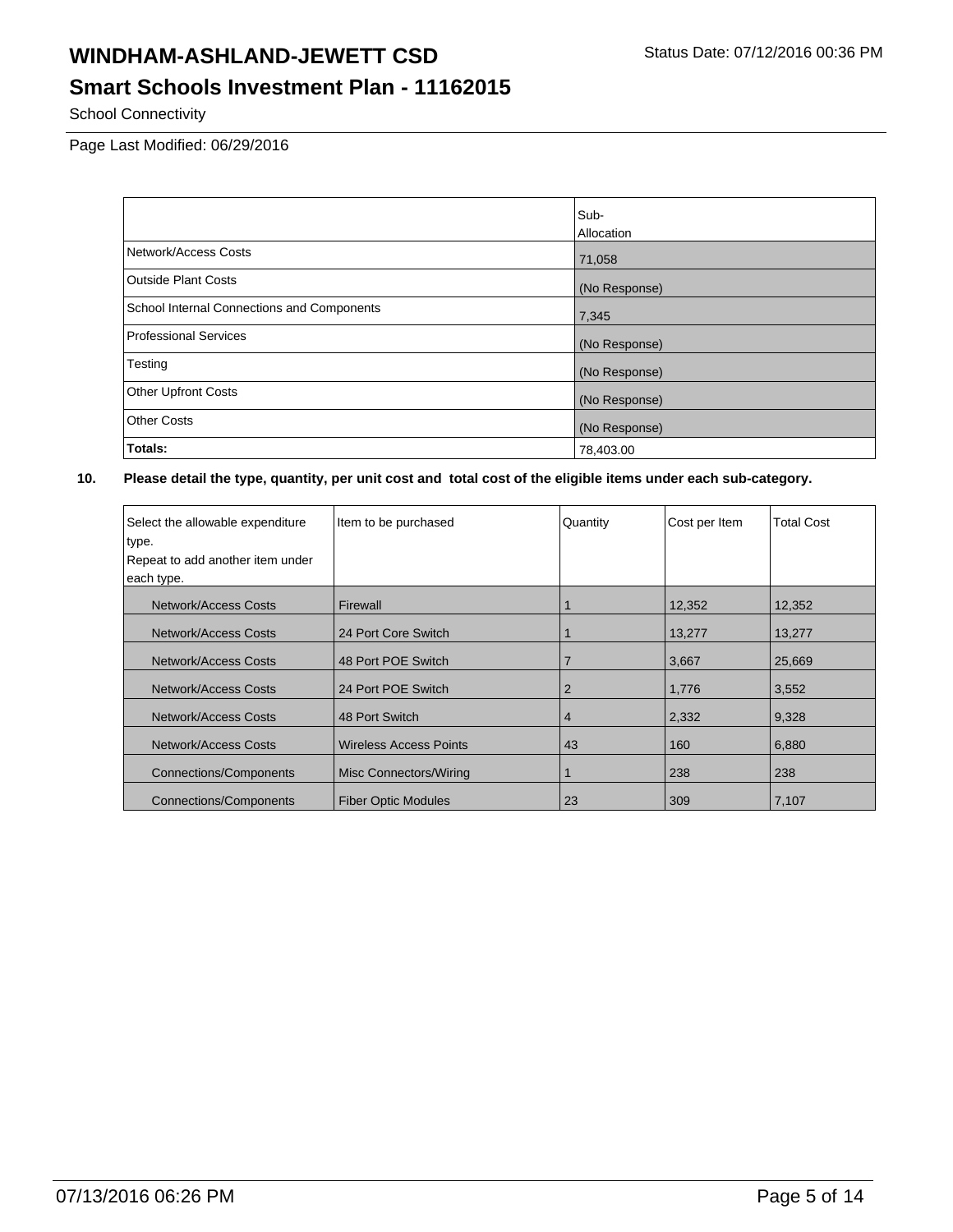# WINDHAM-ASHLAND-JEWETT CSD

## Smart Schools Investment Plan - 11162015

School Connectivity

Page Last Modified: 06/29/2016

| | Sub-Allocation |
|---|---|
| Network/Access Costs | 71,058 |
| Outside Plant Costs | (No Response) |
| School Internal Connections and Components | 7,345 |
| Professional Services | (No Response) |
| Testing | (No Response) |
| Other Upfront Costs | (No Response) |
| Other Costs | (No Response) |
| **Totals:** | 78,403.00 |

**10. Please detail the type, quantity, per unit cost and total cost of the eligible items under each sub-category.**

| Select the allowable expenditure type. Repeat to add another item under each type. | Item to be purchased | Quantity | Cost per Item | Total Cost |
|---|---|---|---|---|
| Network/Access Costs | Firewall | 1 | 12,352 | 12,352 |
| Network/Access Costs | 24 Port Core Switch | 1 | 13,277 | 13,277 |
| Network/Access Costs | 48 Port POE Switch | 7 | 3,667 | 25,669 |
| Network/Access Costs | 24 Port POE Switch | 2 | 1,776 | 3,552 |
| Network/Access Costs | 48 Port Switch | 4 | 2,332 | 9,328 |
| Network/Access Costs | Wireless Access Points | 43 | 160 | 6,880 |
| Connections/Components | Misc Connectors/Wiring | 1 | 238 | 238 |
| Connections/Components | Fiber Optic Modules | 23 | 309 | 7,107 |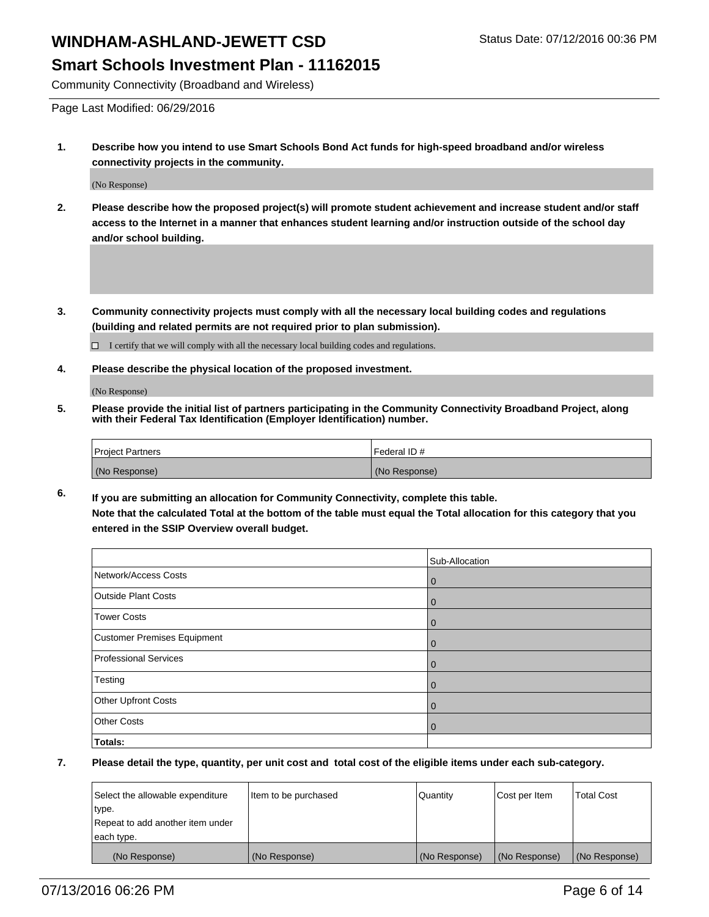# WINDHAM-ASHLAND-JEWETT CSD

Status Date: 07/12/2016 00:36 PM

## Smart Schools Investment Plan - 11162015

Community Connectivity (Broadband and Wireless)

Page Last Modified: 06/29/2016

**1. Describe how you intend to use Smart Schools Bond Act funds for high-speed broadband and/or wireless connectivity projects in the community.**

(No Response)

**2. Please describe how the proposed project(s) will promote student achievement and increase student and/or staff access to the Internet in a manner that enhances student learning and/or instruction outside of the school day and/or school building.**

**3. Community connectivity projects must comply with all the necessary local building codes and regulations (building and related permits are not required prior to plan submission).**

☐ I certify that we will comply with all the necessary local building codes and regulations.

**4. Please describe the physical location of the proposed investment.**

(No Response)

**5. Please provide the initial list of partners participating in the Community Connectivity Broadband Project, along with their Federal Tax Identification (Employer Identification) number.**

| Project Partners | Federal ID # |
| --- | --- |
| (No Response) | (No Response) |

**6. If you are submitting an allocation for Community Connectivity, complete this table. Note that the calculated Total at the bottom of the table must equal the Total allocation for this category that you entered in the SSIP Overview overall budget.**

| | Sub-Allocation |
| --- | --- |
| Network/Access Costs | 0 |
| Outside Plant Costs | 0 |
| Tower Costs | 0 |
| Customer Premises Equipment | 0 |
| Professional Services | 0 |
| Testing | 0 |
| Other Upfront Costs | 0 |
| Other Costs | 0 |
| **Totals:** | |

**7. Please detail the type, quantity, per unit cost and total cost of the eligible items under each sub-category.**

| Select the allowable expenditure type. Repeat to add another item under each type. | Item to be purchased | Quantity | Cost per Item | Total Cost |
| --- | --- | --- | --- | --- |
| (No Response) | (No Response) | (No Response) | (No Response) | (No Response) |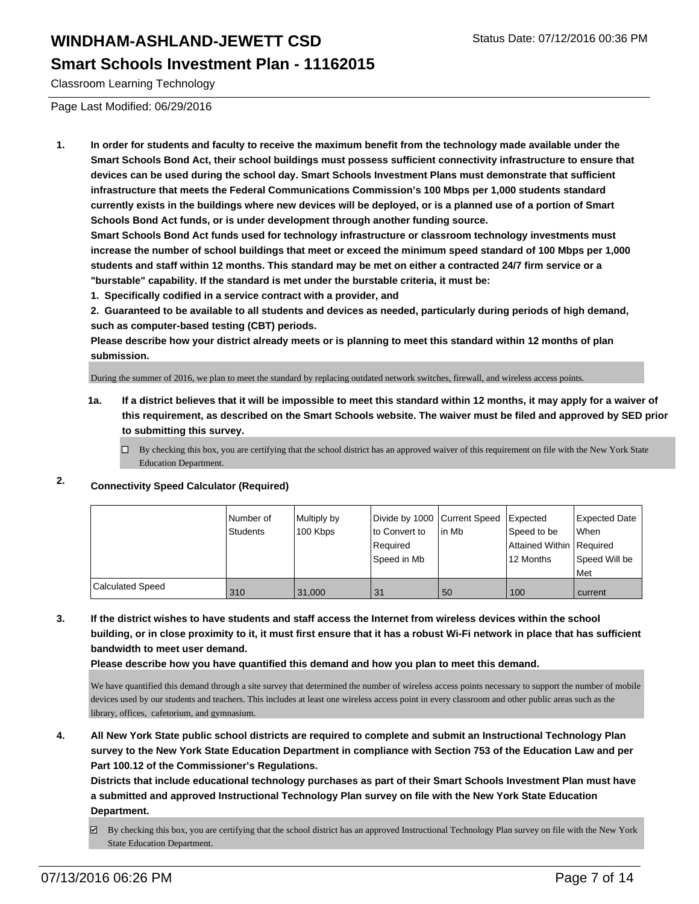# WINDHAM-ASHLAND-JEWETT CSD

Status Date: 07/12/2016 00:36 PM

## Smart Schools Investment Plan - 11162015

Classroom Learning Technology

Page Last Modified: 06/29/2016

1. **In order for students and faculty to receive the maximum benefit from the technology made available under the Smart Schools Bond Act, their school buildings must possess sufficient connectivity infrastructure to ensure that devices can be used during the school day. Smart Schools Investment Plans must demonstrate that sufficient infrastructure that meets the Federal Communications Commission's 100 Mbps per 1,000 students standard currently exists in the buildings where new devices will be deployed, or is a planned use of a portion of Smart Schools Bond Act funds, or is under development through another funding source.**
   **Smart Schools Bond Act funds used for technology infrastructure or classroom technology investments must increase the number of school buildings that meet or exceed the minimum speed standard of 100 Mbps per 1,000 students and staff within 12 months. This standard may be met on either a contracted 24/7 firm service or a "burstable" capability. If the standard is met under the burstable criteria, it must be:**
   **1. Specifically codified in a service contract with a provider, and**
   **2. Guaranteed to be available to all students and devices as needed, particularly during periods of high demand, such as computer-based testing (CBT) periods.**
   **Please describe how your district already meets or is planning to meet this standard within 12 months of plan submission.**

   During the summer of 2016, we plan to meet the standard by replacing outdated network switches, firewall, and wireless access points.

   **1a. If a district believes that it will be impossible to meet this standard within 12 months, it may apply for a waiver of this requirement, as described on the Smart Schools website. The waiver must be filed and approved by SED prior to submitting this survey.**

   ☐ By checking this box, you are certifying that the school district has an approved waiver of this requirement on file with the New York State Education Department.

2. **Connectivity Speed Calculator (Required)**

|  | Number of Students | Multiply by 100 Kbps | Divide by 1000 to Convert to Required Speed in Mb | Current Speed in Mb | Expected Speed to be Attained Within 12 Months | Expected Date When Required Speed Will be Met |
|---|---|---|---|---|---|---|
| Calculated Speed | 310 | 31,000 | 31 | 50 | 100 | current |

3. **If the district wishes to have students and staff access the Internet from wireless devices within the school building, or in close proximity to it, it must first ensure that it has a robust Wi-Fi network in place that has sufficient bandwidth to meet user demand.**
   **Please describe how you have quantified this demand and how you plan to meet this demand.**

   We have quantified this demand through a site survey that determined the number of wireless access points necessary to support the number of mobile devices used by our students and teachers. This includes at least one wireless access point in every classroom and other public areas such as the library, offices, cafetorium, and gymnasium.

4. **All New York State public school districts are required to complete and submit an Instructional Technology Plan survey to the New York State Education Department in compliance with Section 753 of the Education Law and per Part 100.12 of the Commissioner's Regulations.**
   **Districts that include educational technology purchases as part of their Smart Schools Investment Plan must have a submitted and approved Instructional Technology Plan survey on file with the New York State Education Department.**

   ☑ By checking this box, you are certifying that the school district has an approved Instructional Technology Plan survey on file with the New York State Education Department.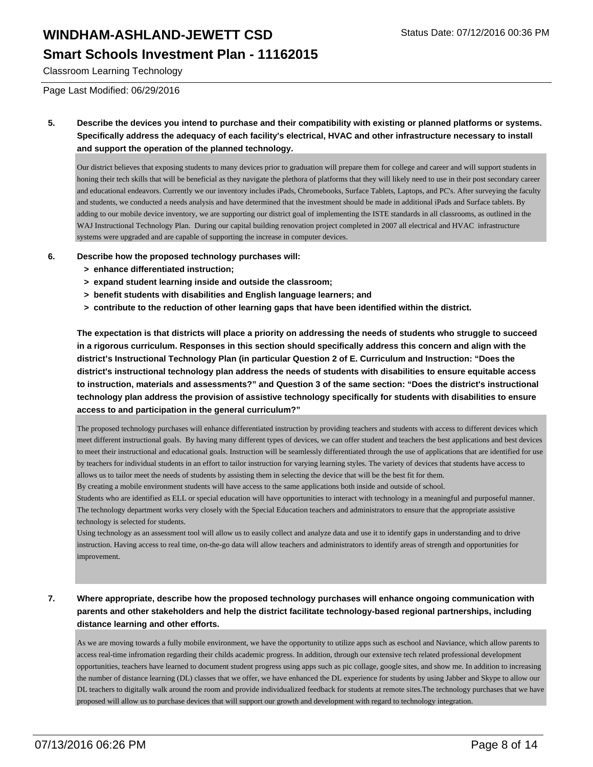Classroom Learning Technology

Page Last Modified: 06/29/2016

**5. Describe the devices you intend to purchase and their compatibility with existing or planned platforms or systems. Specifically address the adequacy of each facility's electrical, HVAC and other infrastructure necessary to install and support the operation of the planned technology.**

Our district believes that exposing students to many devices prior to graduation will prepare them for college and career and will support students in honing their tech skills that will be beneficial as they navigate the plethora of platforms that they will likely need to use in their post secondary career and educational endeavors. Currently we our inventory includes iPads, Chromebooks, Surface Tablets, Laptops, and PC's. After surveying the faculty and students, we conducted a needs analysis and have determined that the investment should be made in additional iPads and Surface tablets. By adding to our mobile device inventory, we are supporting our district goal of implementing the ISTE standards in all classrooms, as outlined in the WAJ Instructional Technology Plan. During our capital building renovation project completed in 2007 all electrical and HVAC infrastructure systems were upgraded and are capable of supporting the increase in computer devices.

**6. Describe how the proposed technology purchases will:**

- **> enhance differentiated instruction;**
- **> expand student learning inside and outside the classroom;**
- **> benefit students with disabilities and English language learners; and**
- **> contribute to the reduction of other learning gaps that have been identified within the district.**

**The expectation is that districts will place a priority on addressing the needs of students who struggle to succeed in a rigorous curriculum. Responses in this section should specifically address this concern and align with the district's Instructional Technology Plan (in particular Question 2 of E. Curriculum and Instruction: "Does the district's instructional technology plan address the needs of students with disabilities to ensure equitable access to instruction, materials and assessments?" and Question 3 of the same section: "Does the district's instructional technology plan address the provision of assistive technology specifically for students with disabilities to ensure access to and participation in the general curriculum?"**

The proposed technology purchases will enhance differentiated instruction by providing teachers and students with access to different devices which meet different instructional goals. By having many different types of devices, we can offer student and teachers the best applications and best devices to meet their instructional and educational goals. Instruction will be seamlessly differentiated through the use of applications that are identified for use by teachers for individual students in an effort to tailor instruction for varying learning styles. The variety of devices that students have access to allows us to tailor meet the needs of students by assisting them in selecting the device that will be the best fit for them.
By creating a mobile environment students will have access to the same applications both inside and outside of school.
Students who are identified as ELL or special education will have opportunities to interact with technology in a meaningful and purposeful manner. The technology department works very closely with the Special Education teachers and administrators to ensure that the appropriate assistive technology is selected for students.
Using technology as an assessment tool will allow us to easily collect and analyze data and use it to identify gaps in understanding and to drive instruction. Having access to real time, on-the-go data will allow teachers and administrators to identify areas of strength and opportunities for improvement.

**7. Where appropriate, describe how the proposed technology purchases will enhance ongoing communication with parents and other stakeholders and help the district facilitate technology-based regional partnerships, including distance learning and other efforts.**

As we are moving towards a fully mobile environment, we have the opportunity to utilize apps such as eschool and Naviance, which allow parents to access real-time infromation regarding their childs academic progress. In addition, through our extensive tech related professional development opportunities, teachers have learned to document student progress using apps such as pic collage, google sites, and show me. In addition to increasing the number of distance learning (DL) classes that we offer, we have enhanced the DL experience for students by using Jabber and Skype to allow our DL teachers to digitally walk around the room and provide individualized feedback for students at remote sites.The technology purchases that we have proposed will allow us to purchase devices that will support our growth and development with regard to technology integration.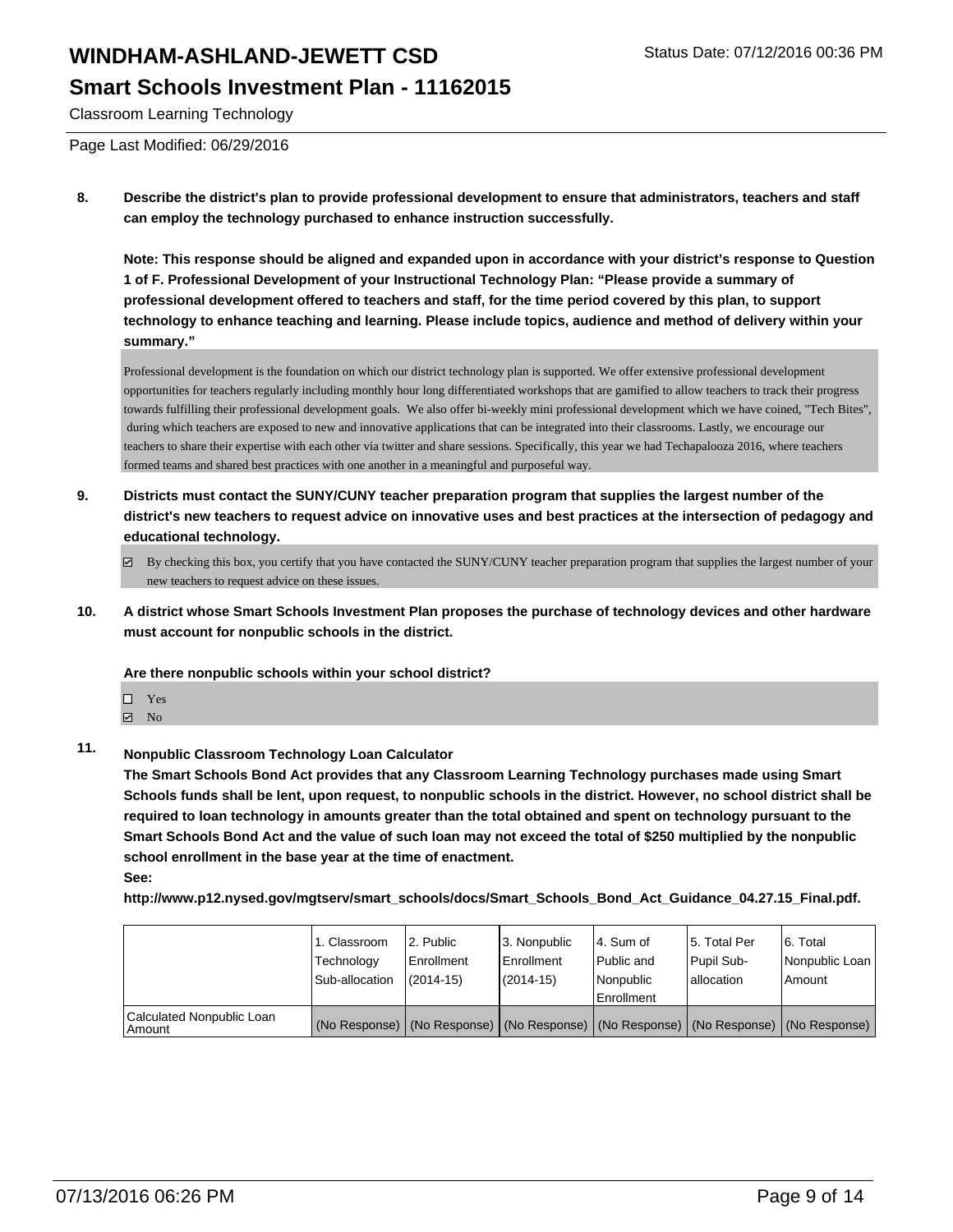# WINDHAM-ASHLAND-JEWETT CSD

## Smart Schools Investment Plan - 11162015

Classroom Learning Technology

Page Last Modified: 06/29/2016

**8. Describe the district's plan to provide professional development to ensure that administrators, teachers and staff can employ the technology purchased to enhance instruction successfully.**

**Note: This response should be aligned and expanded upon in accordance with your district's response to Question 1 of F. Professional Development of your Instructional Technology Plan: "Please provide a summary of professional development offered to teachers and staff, for the time period covered by this plan, to support technology to enhance teaching and learning. Please include topics, audience and method of delivery within your summary."**

Professional development is the foundation on which our district technology plan is supported. We offer extensive professional development opportunities for teachers regularly including monthly hour long differentiated workshops that are gamified to allow teachers to track their progress towards fulfilling their professional development goals. We also offer bi-weekly mini professional development which we have coined, "Tech Bites", during which teachers are exposed to new and innovative applications that can be integrated into their classrooms. Lastly, we encourage our teachers to share their expertise with each other via twitter and share sessions. Specifically, this year we had Techapalooza 2016, where teachers formed teams and shared best practices with one another in a meaningful and purposeful way.

**9. Districts must contact the SUNY/CUNY teacher preparation program that supplies the largest number of the district's new teachers to request advice on innovative uses and best practices at the intersection of pedagogy and educational technology.**

- [x] By checking this box, you certify that you have contacted the SUNY/CUNY teacher preparation program that supplies the largest number of your new teachers to request advice on these issues.

**10. A district whose Smart Schools Investment Plan proposes the purchase of technology devices and other hardware must account for nonpublic schools in the district.**

**Are there nonpublic schools within your school district?**

- [ ] Yes
- [x] No

**11. Nonpublic Classroom Technology Loan Calculator**

**The Smart Schools Bond Act provides that any Classroom Learning Technology purchases made using Smart Schools funds shall be lent, upon request, to nonpublic schools in the district. However, no school district shall be required to loan technology in amounts greater than the total obtained and spent on technology pursuant to the Smart Schools Bond Act and the value of such loan may not exceed the total of $250 multiplied by the nonpublic school enrollment in the base year at the time of enactment.**

**See:**

**http://www.p12.nysed.gov/mgtserv/smart_schools/docs/Smart_Schools_Bond_Act_Guidance_04.27.15_Final.pdf.**

| | 1. Classroom Technology Sub-allocation | 2. Public Enrollment (2014-15) | 3. Nonpublic Enrollment (2014-15) | 4. Sum of Public and Nonpublic Enrollment | 5. Total Per Pupil Sub-allocation | 6. Total Nonpublic Loan Amount |
|---|---|---|---|---|---|---|
| Calculated Nonpublic Loan Amount | (No Response) | (No Response) | (No Response) | (No Response) | (No Response) | (No Response) |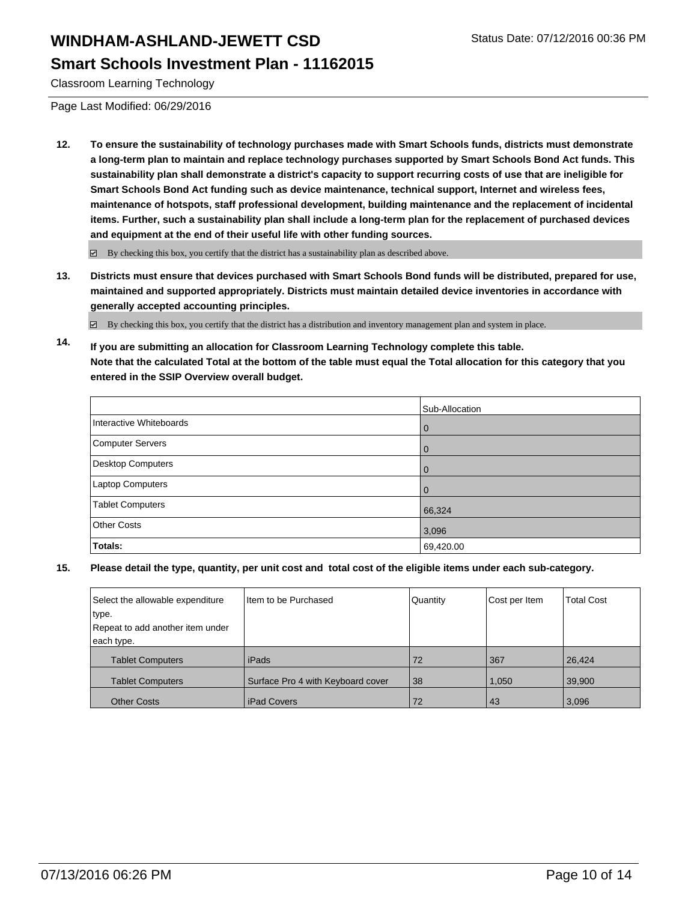# WINDHAM-ASHLAND-JEWETT CSD

## Smart Schools Investment Plan - 11162015

Classroom Learning Technology

Status Date: 07/12/2016 00:36 PM

Page Last Modified: 06/29/2016

**12. To ensure the sustainability of technology purchases made with Smart Schools funds, districts must demonstrate a long-term plan to maintain and replace technology purchases supported by Smart Schools Bond Act funds. This sustainability plan shall demonstrate a district's capacity to support recurring costs of use that are ineligible for Smart Schools Bond Act funding such as device maintenance, technical support, Internet and wireless fees, maintenance of hotspots, staff professional development, building maintenance and the replacement of incidental items. Further, such a sustainability plan shall include a long-term plan for the replacement of purchased devices and equipment at the end of their useful life with other funding sources.**

☑ By checking this box, you certify that the district has a sustainability plan as described above.

**13. Districts must ensure that devices purchased with Smart Schools Bond funds will be distributed, prepared for use, maintained and supported appropriately. Districts must maintain detailed device inventories in accordance with generally accepted accounting principles.**

☑ By checking this box, you certify that the district has a distribution and inventory management plan and system in place.

**14. If you are submitting an allocation for Classroom Learning Technology complete this table. Note that the calculated Total at the bottom of the table must equal the Total allocation for this category that you entered in the SSIP Overview overall budget.**

| | Sub-Allocation |
|---|---|
| Interactive Whiteboards | 0 |
| Computer Servers | 0 |
| Desktop Computers | 0 |
| Laptop Computers | 0 |
| Tablet Computers | 66,324 |
| Other Costs | 3,096 |
| **Totals:** | 69,420.00 |

**15. Please detail the type, quantity, per unit cost and total cost of the eligible items under each sub-category.**

| Select the allowable expenditure type. Repeat to add another item under each type. | Item to be Purchased | Quantity | Cost per Item | Total Cost |
|---|---|---|---|---|
| Tablet Computers | iPads | 72 | 367 | 26,424 |
| Tablet Computers | Surface Pro 4 with Keyboard cover | 38 | 1,050 | 39,900 |
| Other Costs | iPad Covers | 72 | 43 | 3,096 |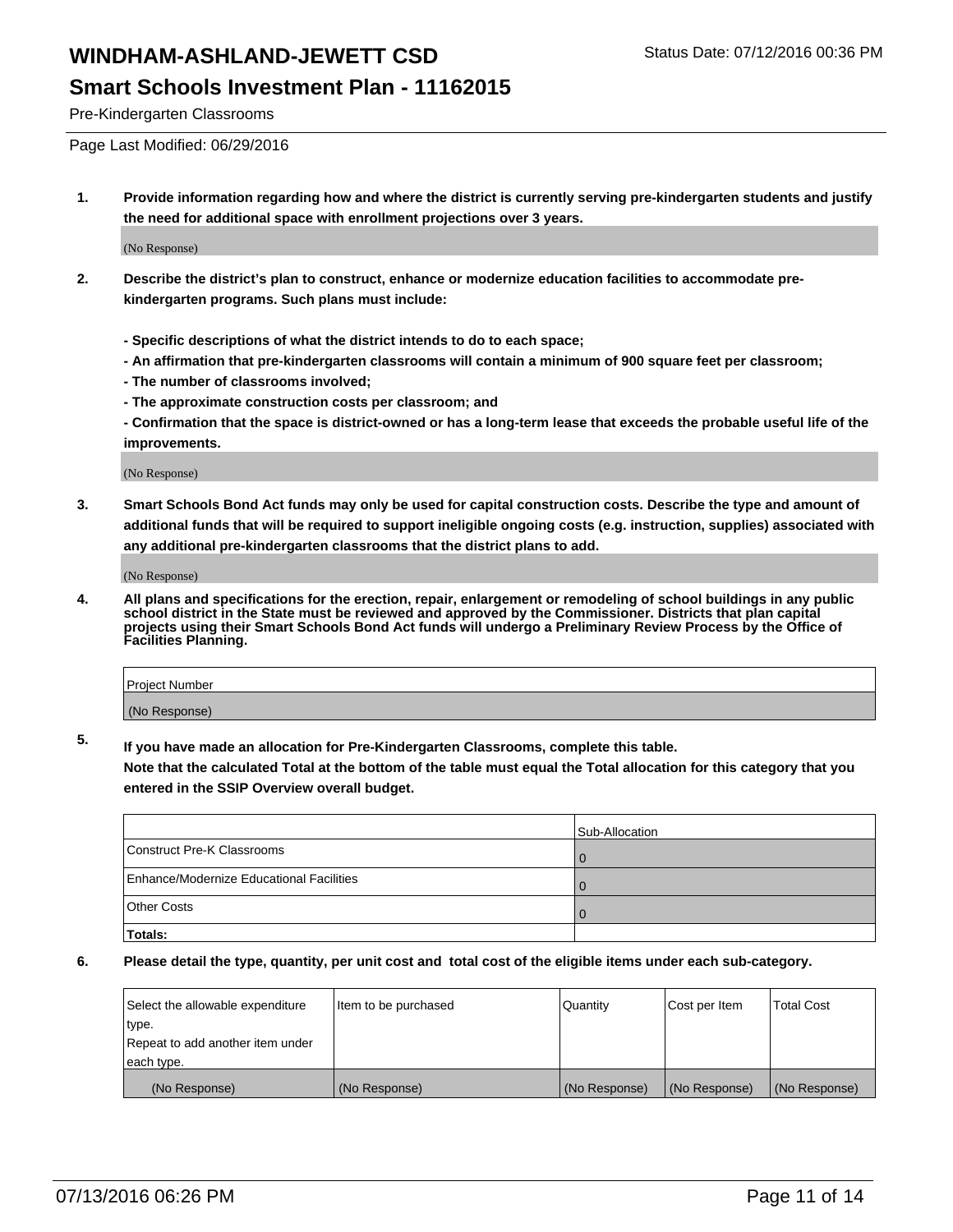# WINDHAM-ASHLAND-JEWETT CSD

Status Date: 07/12/2016 00:36 PM

## Smart Schools Investment Plan - 11162015

Pre-Kindergarten Classrooms

Page Last Modified: 06/29/2016

**1. Provide information regarding how and where the district is currently serving pre-kindergarten students and justify the need for additional space with enrollment projections over 3 years.**

(No Response)

**2. Describe the district's plan to construct, enhance or modernize education facilities to accommodate pre-kindergarten programs. Such plans must include:**

**- Specific descriptions of what the district intends to do to each space;**
**- An affirmation that pre-kindergarten classrooms will contain a minimum of 900 square feet per classroom;**
**- The number of classrooms involved;**
**- The approximate construction costs per classroom; and**
**- Confirmation that the space is district-owned or has a long-term lease that exceeds the probable useful life of the improvements.**

(No Response)

**3. Smart Schools Bond Act funds may only be used for capital construction costs. Describe the type and amount of additional funds that will be required to support ineligible ongoing costs (e.g. instruction, supplies) associated with any additional pre-kindergarten classrooms that the district plans to add.**

(No Response)

**4. All plans and specifications for the erection, repair, enlargement or remodeling of school buildings in any public school district in the State must be reviewed and approved by the Commissioner. Districts that plan capital projects using their Smart Schools Bond Act funds will undergo a Preliminary Review Process by the Office of Facilities Planning.**

| Project Number |
|---|
| (No Response) |

**5. If you have made an allocation for Pre-Kindergarten Classrooms, complete this table.**
**Note that the calculated Total at the bottom of the table must equal the Total allocation for this category that you entered in the SSIP Overview overall budget.**

| | Sub-Allocation |
|---|---|
| Construct Pre-K Classrooms | 0 |
| Enhance/Modernize Educational Facilities | 0 |
| Other Costs | 0 |
| **Totals:** | |

**6. Please detail the type, quantity, per unit cost and total cost of the eligible items under each sub-category.**

| Select the allowable expenditure type. Repeat to add another item under each type. | Item to be purchased | Quantity | Cost per Item | Total Cost |
|---|---|---|---|---|
| (No Response) | (No Response) | (No Response) | (No Response) | (No Response) |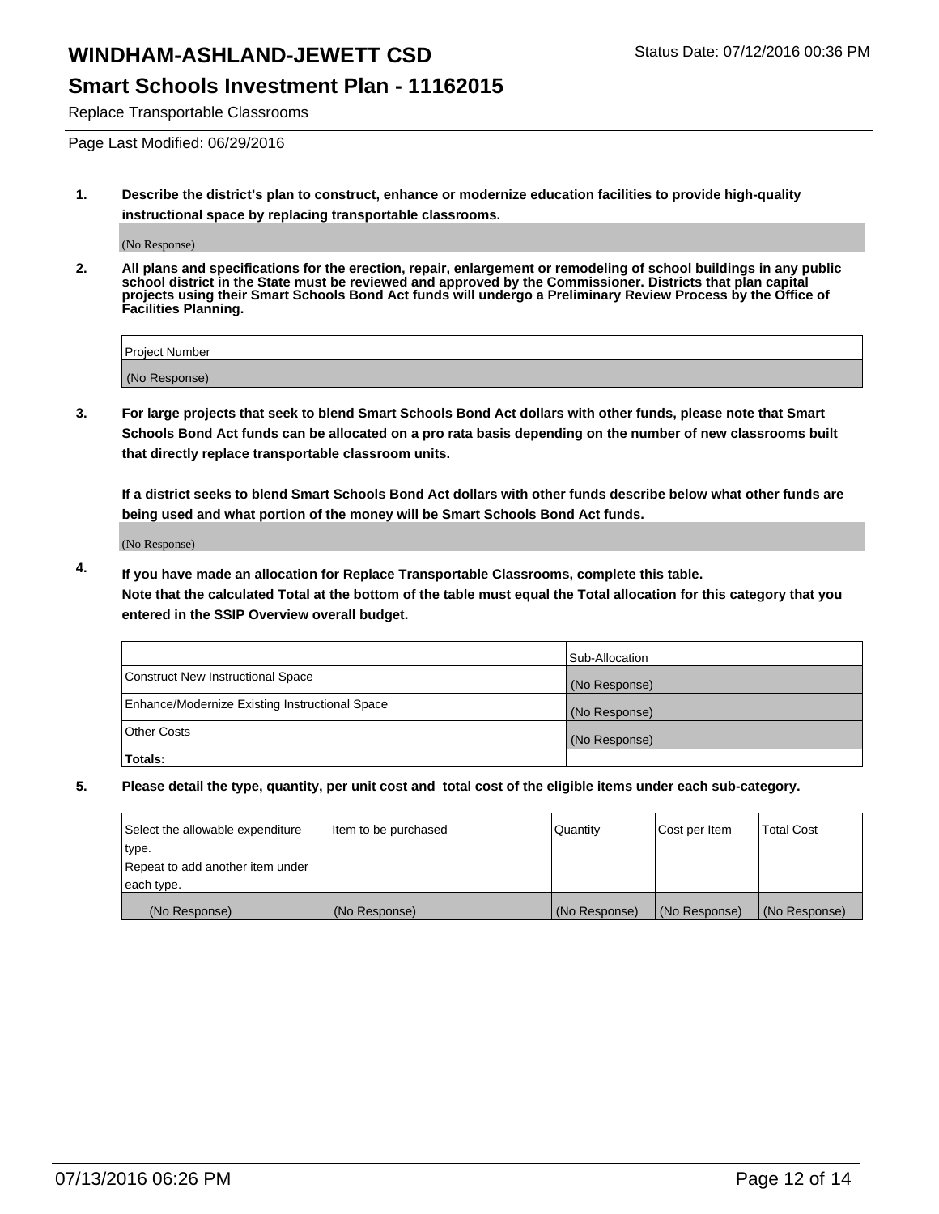# WINDHAM-ASHLAND-JEWETT CSD

Status Date: 07/12/2016 00:36 PM

## Smart Schools Investment Plan - 11162015

Replace Transportable Classrooms

Page Last Modified: 06/29/2016

1. **Describe the district's plan to construct, enhance or modernize education facilities to provide high-quality instructional space by replacing transportable classrooms.**

   (No Response)

2. **All plans and specifications for the erection, repair, enlargement or remodeling of school buildings in any public school district in the State must be reviewed and approved by the Commissioner. Districts that plan capital projects using their Smart Schools Bond Act funds will undergo a Preliminary Review Process by the Office of Facilities Planning.**

| Project Number |
|---|
| (No Response) |

3. **For large projects that seek to blend Smart Schools Bond Act dollars with other funds, please note that Smart Schools Bond Act funds can be allocated on a pro rata basis depending on the number of new classrooms built that directly replace transportable classroom units.**

   **If a district seeks to blend Smart Schools Bond Act dollars with other funds describe below what other funds are being used and what portion of the money will be Smart Schools Bond Act funds.**

   (No Response)

4. **If you have made an allocation for Replace Transportable Classrooms, complete this table. Note that the calculated Total at the bottom of the table must equal the Total allocation for this category that you entered in the SSIP Overview overall budget.**

| | Sub-Allocation |
|---|---|
| Construct New Instructional Space | (No Response) |
| Enhance/Modernize Existing Instructional Space | (No Response) |
| Other Costs | (No Response) |
| **Totals:** | |

5. **Please detail the type, quantity, per unit cost and total cost of the eligible items under each sub-category.**

| Select the allowable expenditure type. Repeat to add another item under each type. | Item to be purchased | Quantity | Cost per Item | Total Cost |
|---|---|---|---|---|
| (No Response) | (No Response) | (No Response) | (No Response) | (No Response) |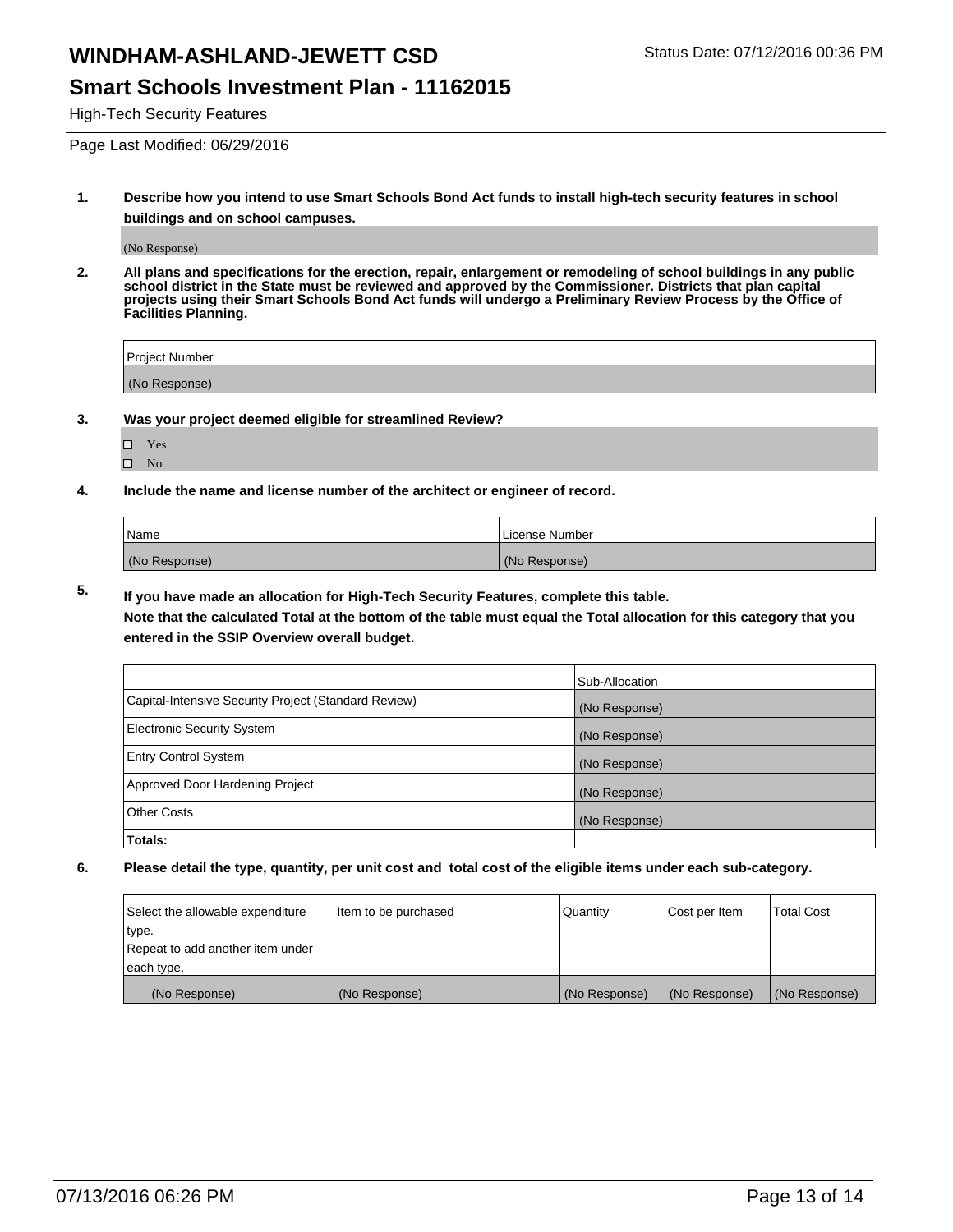# WINDHAM-ASHLAND-JEWETT CSD

## Smart Schools Investment Plan - 11162015

High-Tech Security Features

Status Date: 07/12/2016 00:36 PM

Page Last Modified: 06/29/2016

**1. Describe how you intend to use Smart Schools Bond Act funds to install high-tech security features in school buildings and on school campuses.**

(No Response)

**2. All plans and specifications for the erection, repair, enlargement or remodeling of school buildings in any public school district in the State must be reviewed and approved by the Commissioner. Districts that plan capital projects using their Smart Schools Bond Act funds will undergo a Preliminary Review Process by the Office of Facilities Planning.**

| Project Number |
|---|
| (No Response) |

**3. Was your project deemed eligible for streamlined Review?**

- ☐ Yes
- ☐ No

**4. Include the name and license number of the architect or engineer of record.**

| Name | License Number |
|---|---|
| (No Response) | (No Response) |

**5. If you have made an allocation for High-Tech Security Features, complete this table.**
**Note that the calculated Total at the bottom of the table must equal the Total allocation for this category that you entered in the SSIP Overview overall budget.**

| | Sub-Allocation |
|---|---|
| Capital-Intensive Security Project (Standard Review) | (No Response) |
| Electronic Security System | (No Response) |
| Entry Control System | (No Response) |
| Approved Door Hardening Project | (No Response) |
| Other Costs | (No Response) |
| **Totals:** | |

**6. Please detail the type, quantity, per unit cost and total cost of the eligible items under each sub-category.**

| Select the allowable expenditure type. Repeat to add another item under each type. | Item to be purchased | Quantity | Cost per Item | Total Cost |
|---|---|---|---|---|
| (No Response) | (No Response) | (No Response) | (No Response) | (No Response) |